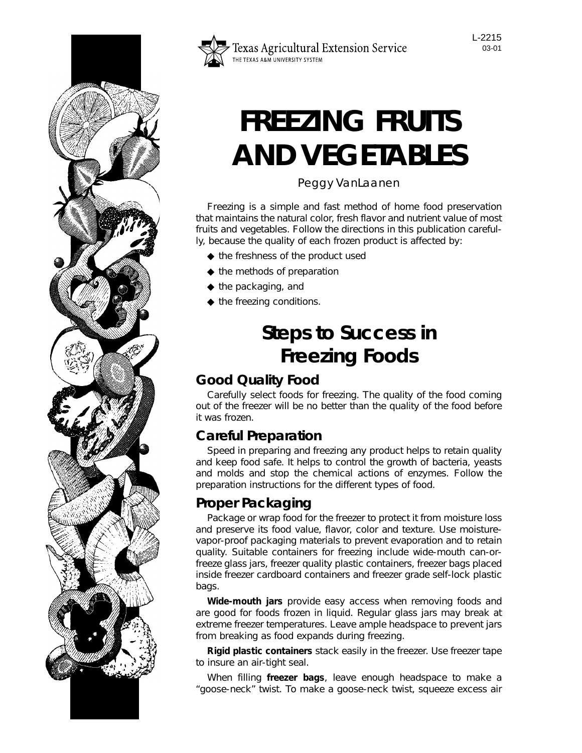Texas Agricultural Extension Service
THE TEXAS A&M UNIVERSITY SYSTEM

L-2215
03-01

# FREEZING FRUITS AND VEGETABLES

Peggy VanLaanen

Freezing is a simple and fast method of home food preservation that maintains the natural color, fresh flavor and nutrient value of most fruits and vegetables. Follow the directions in this publication carefully, because the quality of each frozen product is affected by:

- the freshness of the product used
- the methods of preparation
- the packaging, and
- the freezing conditions.

## Steps to Success in Freezing Foods

### Good Quality Food

Carefully select foods for freezing. The quality of the food coming out of the freezer will be no better than the quality of the food before it was frozen.

### Careful Preparation

Speed in preparing and freezing any product helps to retain quality and keep food safe. It helps to control the growth of bacteria, yeasts and molds and stop the chemical actions of enzymes. Follow the preparation instructions for the different types of food.

### Proper Packaging

Package or wrap food for the freezer to protect it from moisture loss and preserve its food value, flavor, color and texture. Use moisture-vapor-proof packaging materials to prevent evaporation and to retain quality. Suitable containers for freezing include wide-mouth can-or-freeze glass jars, freezer quality plastic containers, freezer bags placed inside freezer cardboard containers and freezer grade self-lock plastic bags.

**Wide-mouth jars** provide easy access when removing foods and are good for foods frozen in liquid. Regular glass jars may break at extreme freezer temperatures. Leave ample headspace to prevent jars from breaking as food expands during freezing.

**Rigid plastic containers** stack easily in the freezer. Use freezer tape to insure an air-tight seal.

When filling **freezer bags**, leave enough headspace to make a "goose-neck" twist. To make a goose-neck twist, squeeze excess air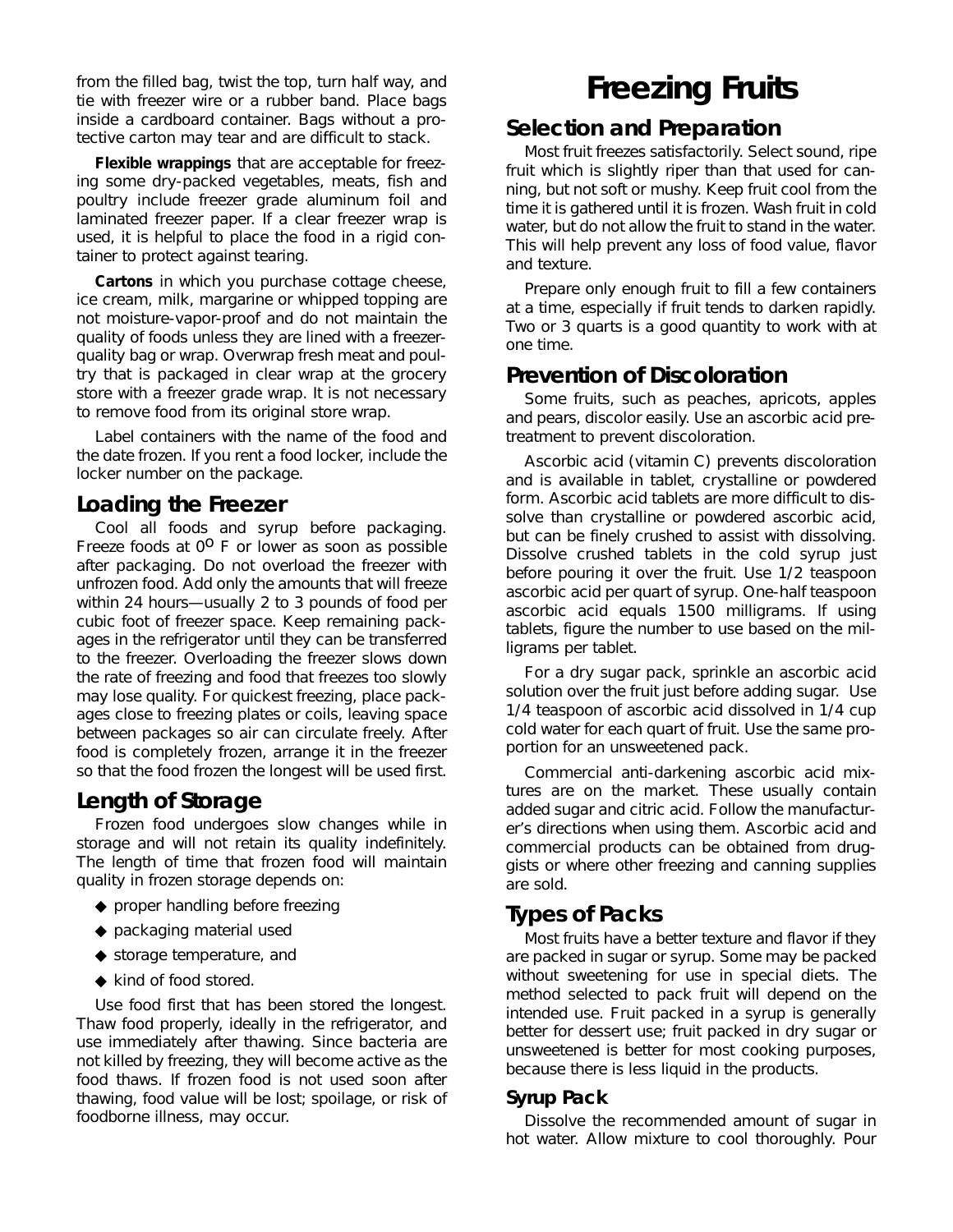from the filled bag, twist the top, turn half way, and tie with freezer wire or a rubber band. Place bags inside a cardboard container. Bags without a protective carton may tear and are difficult to stack.

**Flexible wrappings** that are acceptable for freezing some dry-packed vegetables, meats, fish and poultry include freezer grade aluminum foil and laminated freezer paper. If a clear freezer wrap is used, it is helpful to place the food in a rigid container to protect against tearing.

**Cartons** in which you purchase cottage cheese, ice cream, milk, margarine or whipped topping are not moisture-vapor-proof and do not maintain the quality of foods unless they are lined with a freezer-quality bag or wrap. Overwrap fresh meat and poultry that is packaged in clear wrap at the grocery store with a freezer grade wrap. It is not necessary to remove food from its original store wrap.

Label containers with the name of the food and the date frozen. If you rent a food locker, include the locker number on the package.

## Loading the Freezer

Cool all foods and syrup before packaging. Freeze foods at 0° F or lower as soon as possible after packaging. Do not overload the freezer with unfrozen food. Add only the amounts that will freeze within 24 hours—usually 2 to 3 pounds of food per cubic foot of freezer space. Keep remaining packages in the refrigerator until they can be transferred to the freezer. Overloading the freezer slows down the rate of freezing and food that freezes too slowly may lose quality. For quickest freezing, place packages close to freezing plates or coils, leaving space between packages so air can circulate freely. After food is completely frozen, arrange it in the freezer so that the food frozen the longest will be used first.

## Length of Storage

Frozen food undergoes slow changes while in storage and will not retain its quality indefinitely. The length of time that frozen food will maintain quality in frozen storage depends on:

- proper handling before freezing
- packaging material used
- storage temperature, and
- kind of food stored.

Use food first that has been stored the longest. Thaw food properly, ideally in the refrigerator, and use immediately after thawing. Since bacteria are not killed by freezing, they will become active as the food thaws. If frozen food is not used soon after thawing, food value will be lost; spoilage, or risk of foodborne illness, may occur.

# Freezing Fruits

## Selection and Preparation

Most fruit freezes satisfactorily. Select sound, ripe fruit which is slightly riper than that used for canning, but not soft or mushy. Keep fruit cool from the time it is gathered until it is frozen. Wash fruit in cold water, but do not allow the fruit to stand in the water. This will help prevent any loss of food value, flavor and texture.

Prepare only enough fruit to fill a few containers at a time, especially if fruit tends to darken rapidly. Two or 3 quarts is a good quantity to work with at one time.

## Prevention of Discoloration

Some fruits, such as peaches, apricots, apples and pears, discolor easily. Use an ascorbic acid pretreatment to prevent discoloration.

Ascorbic acid (vitamin C) prevents discoloration and is available in tablet, crystalline or powdered form. Ascorbic acid tablets are more difficult to dissolve than crystalline or powdered ascorbic acid, but can be finely crushed to assist with dissolving. Dissolve crushed tablets in the cold syrup just before pouring it over the fruit. Use 1/2 teaspoon ascorbic acid per quart of syrup. One-half teaspoon ascorbic acid equals 1500 milligrams. If using tablets, figure the number to use based on the milligrams per tablet.

For a dry sugar pack, sprinkle an ascorbic acid solution over the fruit just before adding sugar. Use 1/4 teaspoon of ascorbic acid dissolved in 1/4 cup cold water for each quart of fruit. Use the same proportion for an unsweetened pack.

Commercial anti-darkening ascorbic acid mixtures are on the market. These usually contain added sugar and citric acid. Follow the manufacturer's directions when using them. Ascorbic acid and commercial products can be obtained from druggists or where other freezing and canning supplies are sold.

## Types of Packs

Most fruits have a better texture and flavor if they are packed in sugar or syrup. Some may be packed without sweetening for use in special diets. The method selected to pack fruit will depend on the intended use. Fruit packed in a syrup is generally better for dessert use; fruit packed in dry sugar or unsweetened is better for most cooking purposes, because there is less liquid in the products.

### Syrup Pack

Dissolve the recommended amount of sugar in hot water. Allow mixture to cool thoroughly. Pour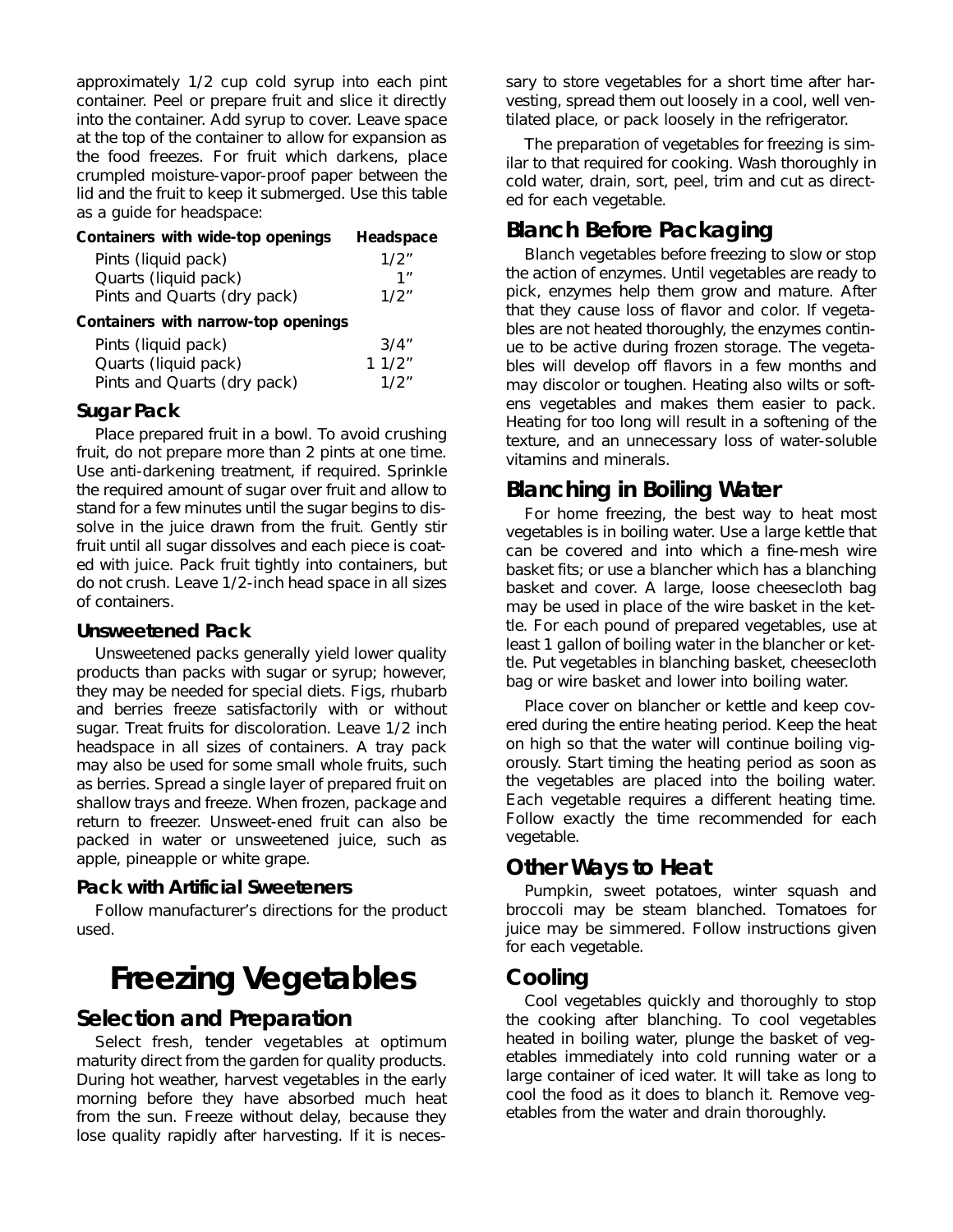approximately 1/2 cup cold syrup into each pint container. Peel or prepare fruit and slice it directly into the container. Add syrup to cover. Leave space at the top of the container to allow for expansion as the food freezes. For fruit which darkens, place crumpled moisture-vapor-proof paper between the lid and the fruit to keep it submerged. Use this table as a guide for headspace:

| Containers with wide-top openings | Headspace |
|---|---|
| Pints (liquid pack) | 1/2" |
| Quarts (liquid pack) | 1" |
| Pints and Quarts (dry pack) | 1/2" |
| **Containers with narrow-top openings** | |
| Pints (liquid pack) | 3/4" |
| Quarts (liquid pack) | 1 1/2" |
| Pints and Quarts (dry pack) | 1/2" |

### Sugar Pack

Place prepared fruit in a bowl. To avoid crushing fruit, do not prepare more than 2 pints at one time. Use anti-darkening treatment, if required. Sprinkle the required amount of sugar over fruit and allow to stand for a few minutes until the sugar begins to dissolve in the juice drawn from the fruit. Gently stir fruit until all sugar dissolves and each piece is coated with juice. Pack fruit tightly into containers, but do not crush. Leave 1/2-inch head space in all sizes of containers.

### Unsweetened Pack

Unsweetened packs generally yield lower quality products than packs with sugar or syrup; however, they may be needed for special diets. Figs, rhubarb and berries freeze satisfactorily with or without sugar. Treat fruits for discoloration. Leave 1/2 inch headspace in all sizes of containers. A tray pack may also be used for some small whole fruits, such as berries. Spread a single layer of prepared fruit on shallow trays and freeze. When frozen, package and return to freezer. Unsweet-ened fruit can also be packed in water or unsweetened juice, such as apple, pineapple or white grape.

### Pack with Artificial Sweeteners

Follow manufacturer's directions for the product used.

# Freezing Vegetables

## Selection and Preparation

Select fresh, tender vegetables at optimum maturity direct from the garden for quality products. During hot weather, harvest vegetables in the early morning before they have absorbed much heat from the sun. Freeze without delay, because they lose quality rapidly after harvesting. If it is necessary to store vegetables for a short time after harvesting, spread them out loosely in a cool, well ventilated place, or pack loosely in the refrigerator.

The preparation of vegetables for freezing is similar to that required for cooking. Wash thoroughly in cold water, drain, sort, peel, trim and cut as directed for each vegetable.

## Blanch Before Packaging

Blanch vegetables before freezing to slow or stop the action of enzymes. Until vegetables are ready to pick, enzymes help them grow and mature. After that they cause loss of flavor and color. If vegetables are not heated thoroughly, the enzymes continue to be active during frozen storage. The vegetables will develop off flavors in a few months and may discolor or toughen. Heating also wilts or softens vegetables and makes them easier to pack. Heating for too long will result in a softening of the texture, and an unnecessary loss of water-soluble vitamins and minerals.

## Blanching in Boiling Water

For home freezing, the best way to heat most vegetables is in boiling water. Use a large kettle that can be covered and into which a fine-mesh wire basket fits; or use a blancher which has a blanching basket and cover. A large, loose cheesecloth bag may be used in place of the wire basket in the kettle. For each pound of prepared vegetables, use at least 1 gallon of boiling water in the blancher or kettle. Put vegetables in blanching basket, cheesecloth bag or wire basket and lower into boiling water.

Place cover on blancher or kettle and keep covered during the entire heating period. Keep the heat on high so that the water will continue boiling vigorously. Start timing the heating period as soon as the vegetables are placed into the boiling water. Each vegetable requires a different heating time. Follow exactly the time recommended for each vegetable.

## Other Ways to Heat

Pumpkin, sweet potatoes, winter squash and broccoli may be steam blanched. Tomatoes for juice may be simmered. Follow instructions given for each vegetable.

## Cooling

Cool vegetables quickly and thoroughly to stop the cooking after blanching. To cool vegetables heated in boiling water, plunge the basket of vegetables immediately into cold running water or a large container of iced water. It will take as long to cool the food as it does to blanch it. Remove vegetables from the water and drain thoroughly.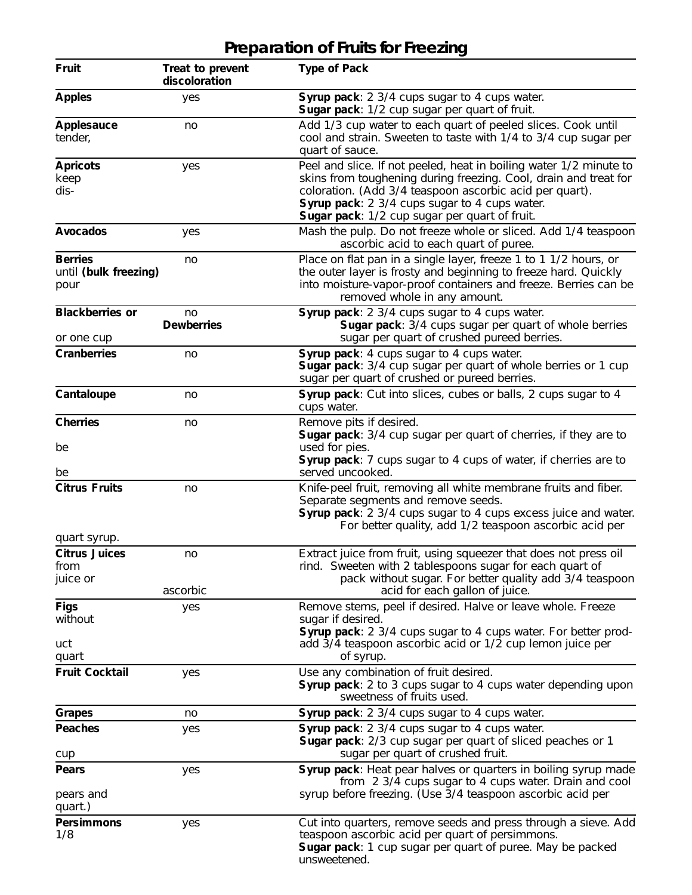# Preparation of Fruits for Freezing

| Fruit | Treat to prevent discoloration | Type of Pack |
|---|---|---|
| **Apples** | yes | **Syrup pack**: 2 3/4 cups sugar to 4 cups water. **Sugar pack**: 1/2 cup sugar per quart of fruit. |
| **Applesauce** tender, | no | Add 1/3 cup water to each quart of peeled slices. Cook until cool and strain. Sweeten to taste with 1/4 to 3/4 cup sugar per quart of sauce. |
| **Apricots** keep dis- | yes | Peel and slice. If not peeled, heat in boiling water 1/2 minute to skins from toughening during freezing. Cool, drain and treat for coloration. (Add 3/4 teaspoon ascorbic acid per quart). **Syrup pack**: 2 3/4 cups sugar to 4 cups water. **Sugar pack**: 1/2 cup sugar per quart of fruit. |
| **Avocados** | yes | Mash the pulp. Do not freeze whole or sliced. Add 1/4 teaspoon ascorbic acid to each quart of puree. |
| **Berries** until **(bulk freezing)** pour | no | Place on flat pan in a single layer, freeze 1 to 1 1/2 hours, or the outer layer is frosty and beginning to freeze hard. Quickly into moisture-vapor-proof containers and freeze. Berries can be removed whole in any amount. |
| **Blackberries or** or one cup | no **Dewberries** | **Syrup pack**: 2 3/4 cups sugar to 4 cups water. **Sugar pack**: 3/4 cups sugar per quart of whole berries sugar per quart of crushed pureed berries. |
| **Cranberries** | no | **Syrup pack**: 4 cups sugar to 4 cups water. **Sugar pack**: 3/4 cup sugar per quart of whole berries or 1 cup sugar per quart of crushed or pureed berries. |
| **Cantaloupe** | no | **Syrup pack**: Cut into slices, cubes or balls, 2 cups sugar to 4 cups water. |
| **Cherries** be be | no | Remove pits if desired. **Sugar pack**: 3/4 cup sugar per quart of cherries, if they are to used for pies. **Syrup pack**: 7 cups sugar to 4 cups of water, if cherries are to served uncooked. |
| **Citrus Fruits** quart syrup. | no | Knife-peel fruit, removing all white membrane fruits and fiber. Separate segments and remove seeds. **Syrup pack**: 2 3/4 cups sugar to 4 cups excess juice and water. For better quality, add 1/2 teaspoon ascorbic acid per |
| **Citrus Juices** from juice or | no ascorbic | Extract juice from fruit, using squeezer that does not press oil rind. Sweeten with 2 tablespoons sugar for each quart of pack without sugar. For better quality add 3/4 teaspoon acid for each gallon of juice. |
| **Figs** without uct quart | yes | Remove stems, peel if desired. Halve or leave whole. Freeze sugar if desired. **Syrup pack**: 2 3/4 cups sugar to 4 cups water. For better prod- add 3/4 teaspoon ascorbic acid or 1/2 cup lemon juice per of syrup. |
| **Fruit Cocktail** | yes | Use any combination of fruit desired. **Syrup pack**: 2 to 3 cups sugar to 4 cups water depending upon sweetness of fruits used. |
| **Grapes** | no | **Syrup pack**: 2 3/4 cups sugar to 4 cups water. |
| **Peaches** cup | yes | **Syrup pack**: 2 3/4 cups sugar to 4 cups water. **Sugar pack**: 2/3 cup sugar per quart of sliced peaches or 1 sugar per quart of crushed fruit. |
| **Pears** pears and quart.) | yes | **Syrup pack**: Heat pear halves or quarters in boiling syrup made from 2 3/4 cups sugar to 4 cups water. Drain and cool syrup before freezing. (Use 3/4 teaspoon ascorbic acid per |
| **Persimmons** 1/8 | yes | Cut into quarters, remove seeds and press through a sieve. Add teaspoon ascorbic acid per quart of persimmons. **Sugar pack**: 1 cup sugar per quart of puree. May be packed unsweetened. |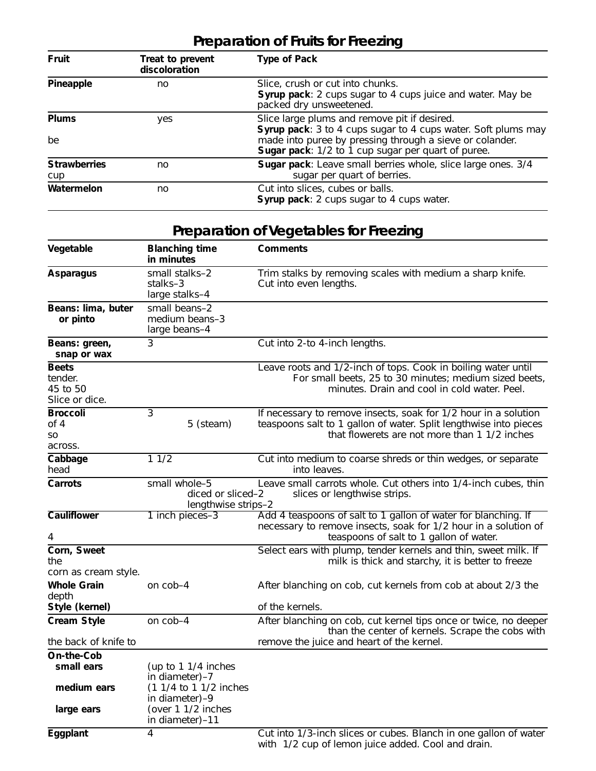## Preparation of Fruits for Freezing

| Fruit | Treat to prevent discoloration | Type of Pack |
|---|---|---|
| **Pineapple** | no | Slice, crush or cut into chunks. **Syrup pack**: 2 cups sugar to 4 cups juice and water. May be packed dry unsweetened. |
| **Plums** | yes | Slice large plums and remove pit if desired. **Syrup pack**: 3 to 4 cups sugar to 4 cups water. Soft plums may be made into puree by pressing through a sieve or colander. **Sugar pack**: 1/2 to 1 cup sugar per quart of puree. |
| **Strawberries** | no | **Sugar pack**: Leave small berries whole, slice large ones. 3/4 cup sugar per quart of berries. |
| **Watermelon** | no | Cut into slices, cubes or balls. **Syrup pack**: 2 cups sugar to 4 cups water. |

## Preparation of Vegetables for Freezing

| Vegetable | Blanching time in minutes | Comments |
|---|---|---|
| **Asparagus** | small stalks–2<br>medium stalks–3<br>large stalks–4 | Trim stalks by removing scales with a sharp knife. Cut into even lengths. |
| **Beans: lima, buter or pinto** | small beans–2<br>medium beans–3<br>large beans–4 | |
| **Beans: green, snap or wax** | 3 | Cut into 2-to 4-inch lengths. |
| **Beets** | | Leave roots and 1/2-inch of tops. Cook in boiling water until tender. For small beets, 25 to 30 minutes; medium sized beets, 45 to 50 minutes. Drain and cool in cold water. Peel. Slice or dice. |
| **Broccoli** | 3<br>5 (steam) | If necessary to remove insects, soak for 1/2 hour in a solution of 4 teaspoons salt to 1 gallon of water. Split lengthwise into pieces so that flowerets are not more than 1 1/2 inches across. |
| **Cabbage** | 1 1/2 | Cut into medium to coarse shreds or thin wedges, or separate head into leaves. |
| **Carrots** | small whole–5<br>diced or sliced–2<br>lengthwise strips–2 | Leave small carrots whole. Cut others into 1/4-inch cubes, thin slices or lengthwise strips. |
| **Cauliflower** | 1 inch pieces–3 | Add 4 teaspoons of salt to 1 gallon of water for blanching. If necessary to remove insects, soak for 1/2 hour in a solution of 4 teaspoons of salt to 1 gallon of water. |
| **Corn, Sweet** | | Select ears with plump, tender kernels and thin, sweet milk. If the milk is thick and starchy, it is better to freeze corn as cream style. |
| **Whole Grain Style (kernel)** | on cob–4 | After blanching on cob, cut kernels from cob at about 2/3 the depth of the kernels. |
| **Cream Style** | on cob–4 | After blanching on cob, cut kernel tips once or twice, no deeper than the center of kernels. Scrape the cobs with the back of knife to remove the juice and heart of the kernel. |
| **On-the-Cob** | | |
| **small ears** | (up to 1 1/4 inches in diameter)–7 | |
| **medium ears** | (1 1/4 to 1 1/2 inches in diameter)–9 | |
| **large ears** | (over 1 1/2 inches in diameter)–11 | |
| **Eggplant** | 4 | Cut into 1/3-inch slices or cubes. Blanch in one gallon of water with 1/2 cup of lemon juice added. Cool and drain. |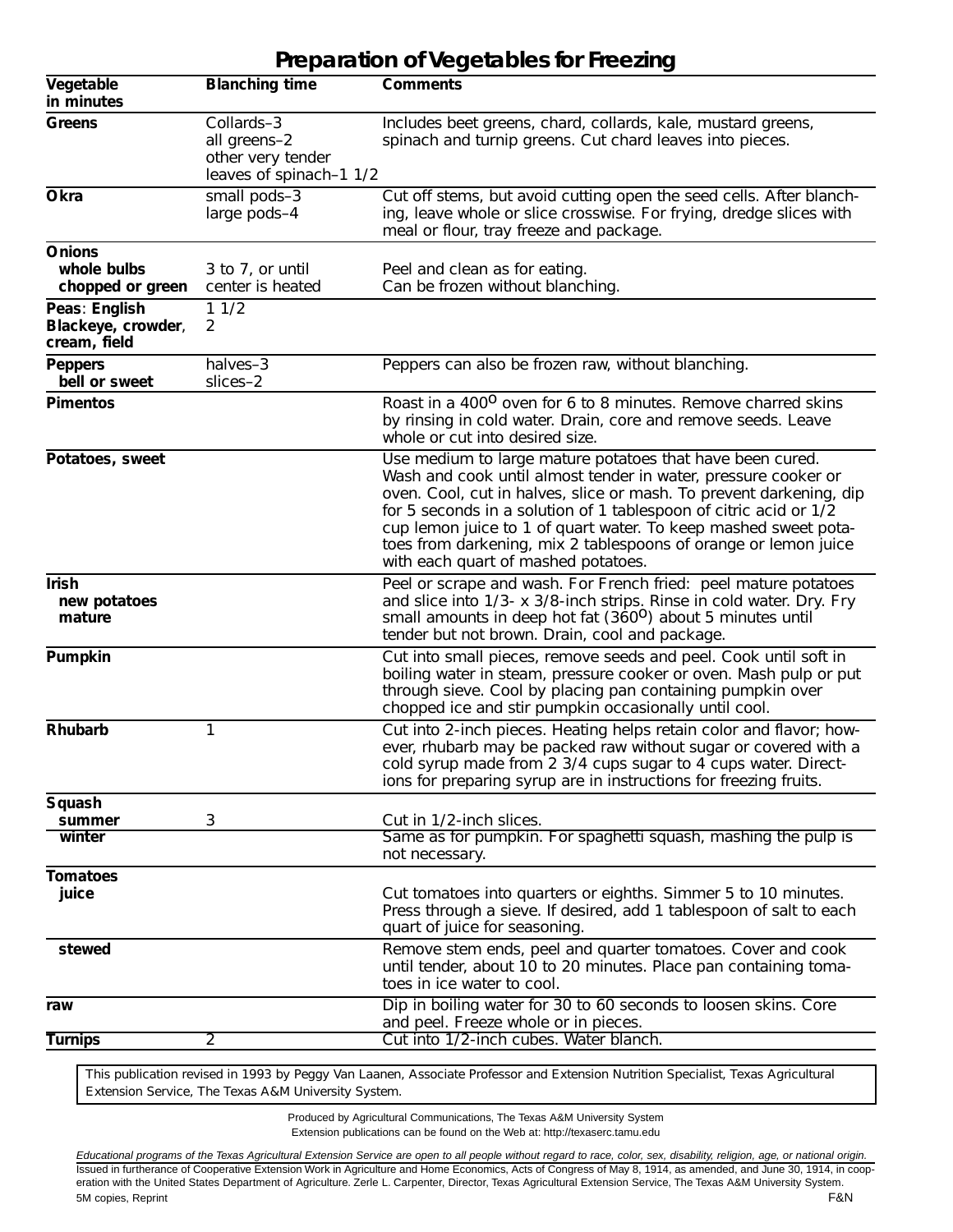## Preparation of Vegetables for Freezing

| Vegetable | Blanching time in minutes | Comments |
|---|---|---|
| **Greens** | Collards–3<br>all greens–2<br>other very tender leaves of spinach–1 1/2 | Includes beet greens, chard, collards, kale, mustard greens, spinach and turnip greens. Cut chard leaves into pieces. |
| **Okra** | small pods–3<br>large pods–4 | Cut off stems, but avoid cutting open the seed cells. After blanching, leave whole or slice crosswise. For frying, dredge slices with meal or flour, tray freeze and package. |
| **Onions** | | |
| **whole bulbs** | 3 to 7, or until center is heated | Peel and clean as for eating. |
| **chopped or green** | | Can be frozen without blanching. |
| **Peas**: **English** | 1 1/2 | |
| **Blackeye, crowder, cream, field** | 2 | |
| **Peppers bell or sweet** | halves–3<br>slices–2 | Peppers can also be frozen raw, without blanching. |
| **Pimentos** | | Roast in a 400° oven for 6 to 8 minutes. Remove charred skins by rinsing in cold water. Drain, core and remove seeds. Leave whole or cut into desired size. |
| **Potatoes, sweet** | | Use medium to large mature potatoes that have been cured. Wash and cook until almost tender in water, pressure cooker or oven. Cool, cut in halves, slice or mash. To prevent darkening, dip for 5 seconds in a solution of 1 tablespoon of citric acid or 1/2 cup lemon juice to 1 of quart water. To keep mashed sweet potatoes from darkening, mix 2 tablespoons of orange or lemon juice with each quart of mashed potatoes. |
| **Irish new potatoes mature** | | Peel or scrape and wash. For French fried: peel mature potatoes and slice into 1/3- x 3/8-inch strips. Rinse in cold water. Dry. Fry small amounts in deep hot fat (360°) about 5 minutes until tender but not brown. Drain, cool and package. |
| **Pumpkin** | | Cut into small pieces, remove seeds and peel. Cook until soft in boiling water in steam, pressure cooker or oven. Mash pulp or put through sieve. Cool by placing pan containing pumpkin over chopped ice and stir pumpkin occasionally until cool. |
| **Rhubarb** | 1 | Cut into 2-inch pieces. Heating helps retain color and flavor; however, rhubarb may be packed raw without sugar or covered with a cold syrup made from 2 3/4 cups sugar to 4 cups water. Directions for preparing syrup are in instructions for freezing fruits. |
| **Squash** | | |
| **summer** | 3 | Cut in 1/2-inch slices. |
| **winter** | | Same as for pumpkin. For spaghetti squash, mashing the pulp is not necessary. |
| **Tomatoes** | | |
| **juice** | | Cut tomatoes into quarters or eighths. Simmer 5 to 10 minutes. Press through a sieve. If desired, add 1 tablespoon of salt to each quart of juice for seasoning. |
| **stewed** | | Remove stem ends, peel and quarter tomatoes. Cover and cook until tender, about 10 to 20 minutes. Place pan containing tomatoes in ice water to cool. |
| **raw** | | Dip in boiling water for 30 to 60 seconds to loosen skins. Core and peel. Freeze whole or in pieces. |
| **Turnips** | 2 | Cut into 1/2-inch cubes. Water blanch. |

This publication revised in 1993 by Peggy Van Laanen, Associate Professor and Extension Nutrition Specialist, Texas Agricultural Extension Service, The Texas A&M University System.

Produced by Agricultural Communications, The Texas A&M University System

Extension publications can be found on the Web at: http://texaserc.tamu.edu

*Educational programs of the Texas Agricultural Extension Service are open to all people without regard to race, color, sex, disability, religion, age, or national origin.*

Issued in furtherance of Cooperative Extension Work in Agriculture and Home Economics, Acts of Congress of May 8, 1914, as amended, and June 30, 1914, in cooperation with the United States Department of Agriculture. Zerle L. Carpenter, Director, Texas Agricultural Extension Service, The Texas A&M University System.

5M copies, Reprint F&N